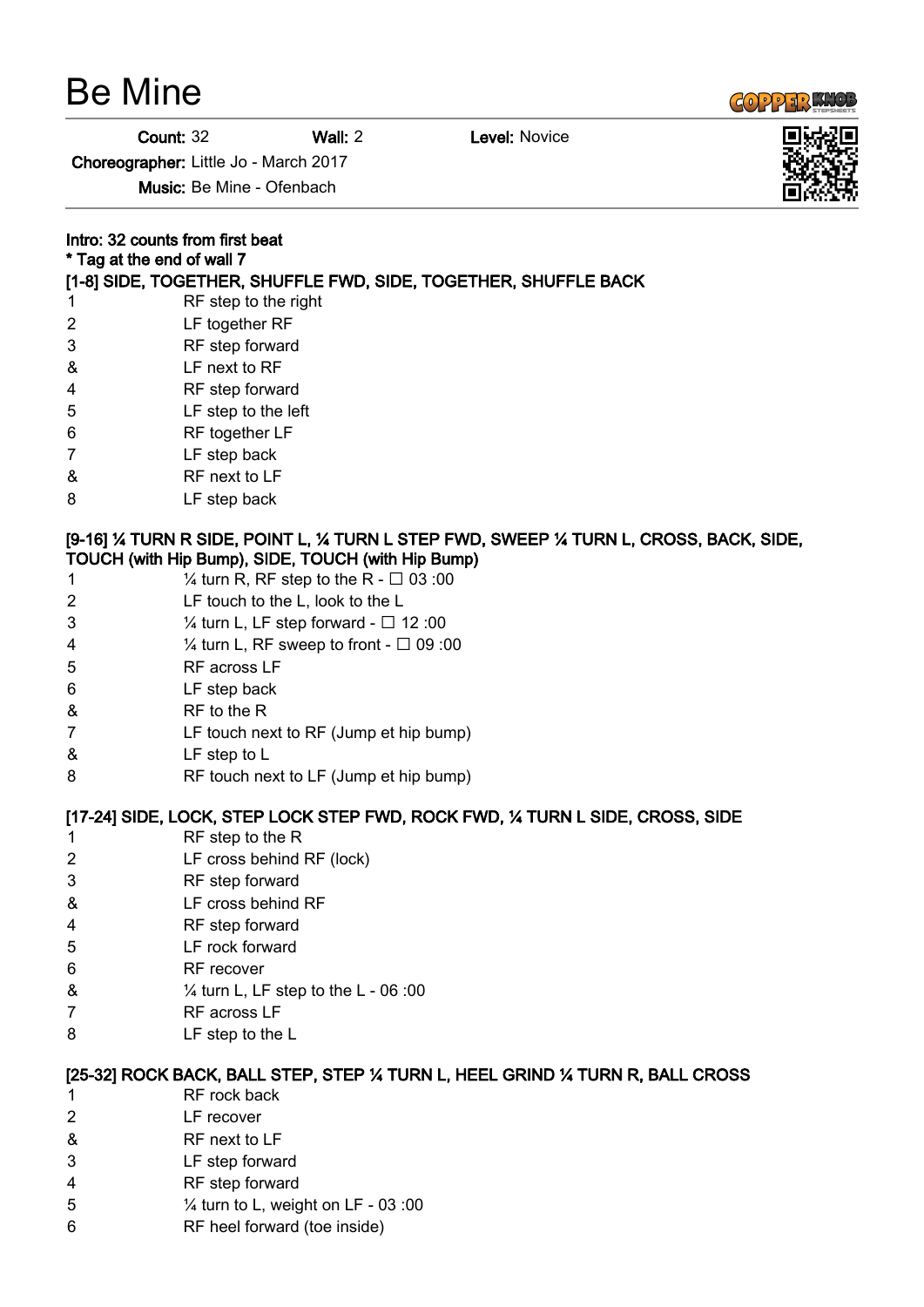# Be Mine

**Count:** 32 **Wall:** 2 **Level:** Novice

**Choreographer:** Little Jo - March 2017

**Music:** Be Mine - Ofenbach

**Intro: 32 counts from first beat**

**\* Tag at the end of wall 7**

**[1-8] SIDE, TOGETHER, SHUFFLE FWD, SIDE, TOGETHER, SHUFFLE BACK**

| | |
|---|---|
| 1 | RF step to the right |
| 2 | LF together RF |
| 3 | RF step forward |
| & | LF next to RF |
| 4 | RF step forward |
| 5 | LF step to the left |
| 6 | RF together LF |
| 7 | LF step back |
| & | RF next to LF |
| 8 | LF step back |

**[9-16] ¼ TURN R SIDE, POINT L, ¼ TURN L STEP FWD, SWEEP ¼ TURN L, CROSS, BACK, SIDE, TOUCH (with Hip Bump), SIDE, TOUCH (with Hip Bump)**

| | |
|---|---|
| 1 | ¼ turn R, RF step to the R - ☐ 03 :00 |
| 2 | LF touch to the L, look to the L |
| 3 | ¼ turn L, LF step forward - ☐ 12 :00 |
| 4 | ¼ turn L, RF sweep to front - ☐ 09 :00 |
| 5 | RF across LF |
| 6 | LF step back |
| & | RF to the R |
| 7 | LF touch next to RF (Jump et hip bump) |
| & | LF step to L |
| 8 | RF touch next to LF (Jump et hip bump) |

**[17-24] SIDE, LOCK, STEP LOCK STEP FWD, ROCK FWD, ¼ TURN L SIDE, CROSS, SIDE**

| | |
|---|---|
| 1 | RF step to the R |
| 2 | LF cross behind RF (lock) |
| 3 | RF step forward |
| & | LF cross behind RF |
| 4 | RF step forward |
| 5 | LF rock forward |
| 6 | RF recover |
| & | ¼ turn L, LF step to the L - 06 :00 |
| 7 | RF across LF |
| 8 | LF step to the L |

**[25-32] ROCK BACK, BALL STEP, STEP ¼ TURN L, HEEL GRIND ¼ TURN R, BALL CROSS**

| | |
|---|---|
| 1 | RF rock back |
| 2 | LF recover |
| & | RF next to LF |
| 3 | LF step forward |
| 4 | RF step forward |
| 5 | ¼ turn to L, weight on LF - 03 :00 |
| 6 | RF heel forward (toe inside) |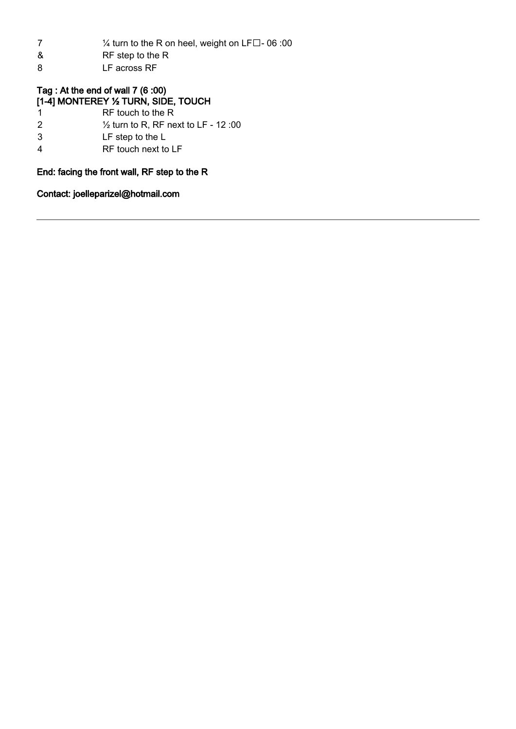| | |
|---|---|
| 7 | ¼ turn to the R on heel, weight on LF□- 06 :00 |
| & | RF step to the R |
| 8 | LF across RF |

**Tag : At the end of wall 7 (6 :00)**
**[1-4] MONTEREY ½ TURN, SIDE, TOUCH**

| | |
|---|---|
| 1 | RF touch to the R |
| 2 | ½ turn to R, RF next to LF - 12 :00 |
| 3 | LF step to the L |
| 4 | RF touch next to LF |

**End: facing the front wall, RF step to the R**

**Contact: joelleparizel@hotmail.com**

---